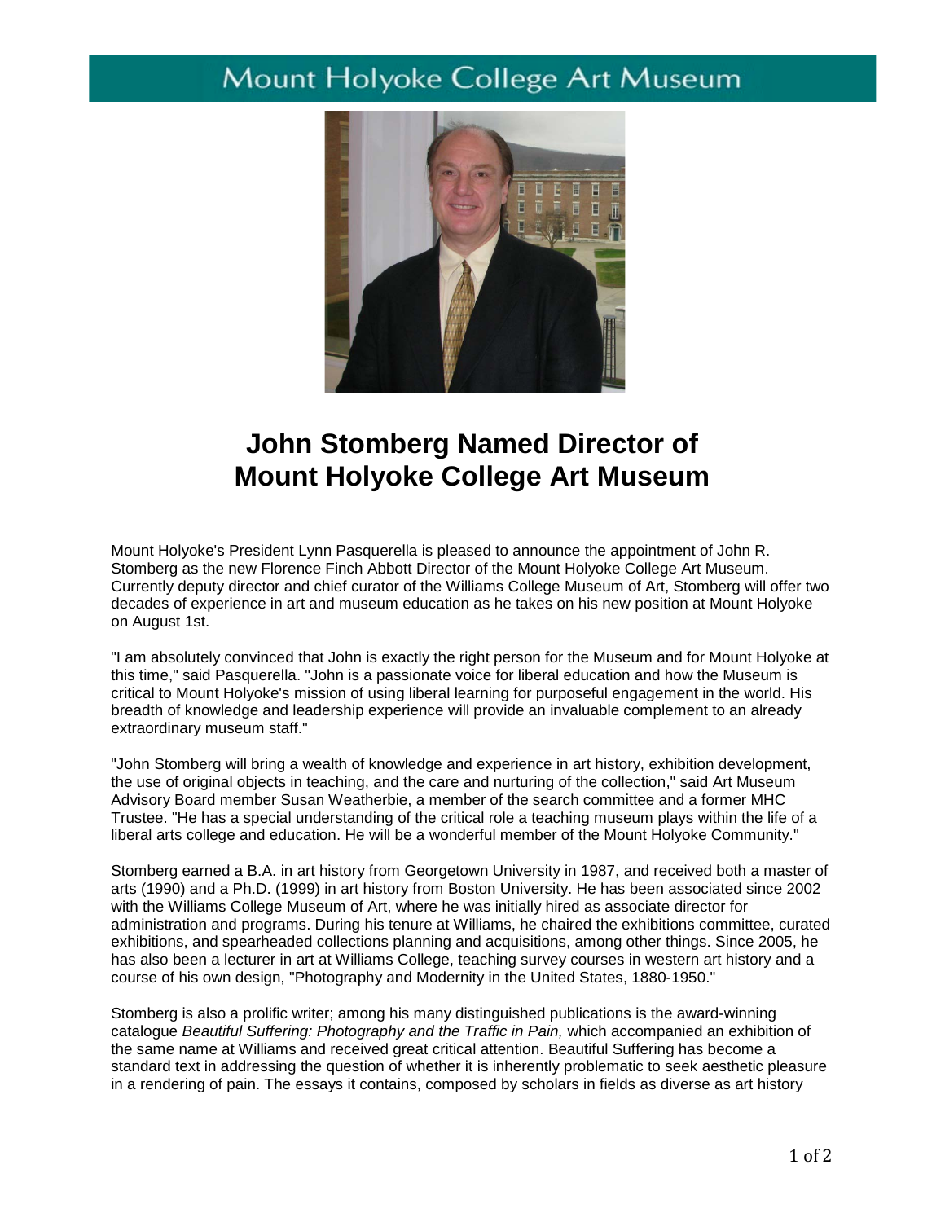Mount Holyoke College Art Museum

# John Stomberg Named Director of Mount Holyoke College Art Museum

Mount Holyoke's President Lynn Pasquerella is pleased to announce the appointment of John R. Stomberg as the new Florence Finch Abbott Director of the Mount Holyoke College Art Museum. Currently deputy director and chief curator of the Williams College Museum of Art, Stomberg will offer two decades of experience in art and museum education as he takes on his new position at Mount Holyoke on August 1st.

"I am absolutely convinced that John is exactly the right person for the Museum and for Mount Holyoke at this time," said Pasquerella. "John is a passionate voice for liberal education and how the Museum is critical to Mount Holyoke's mission of using liberal learning for purposeful engagement in the world. His breadth of knowledge and leadership experience will provide an invaluable complement to an already extraordinary museum staff."

"John Stomberg will bring a wealth of knowledge and experience in art history, exhibition development, the use of original objects in teaching, and the care and nurturing of the collection," said Art Museum Advisory Board member Susan Weatherbie, a member of the search committee and a former MHC Trustee. "He has a special understanding of the critical role a teaching museum plays within the life of a liberal arts college and education. He will be a wonderful member of the Mount Holyoke Community."

Stomberg earned a B.A. in art history from Georgetown University in 1987, and received both a master of arts (1990) and a Ph.D. (1999) in art history from Boston University. He has been associated since 2002 with the Williams College Museum of Art, where he was initially hired as associate director for administration and programs. During his tenure at Williams, he chaired the exhibitions committee, curated exhibitions, and spearheaded collections planning and acquisitions, among other things. Since 2005, he has also been a lecturer in art at Williams College, teaching survey courses in western art history and a course of his own design, "Photography and Modernity in the United States, 1880-1950."

Stomberg is also a prolific writer; among his many distinguished publications is the award-winning catalogue *Beautiful Suffering: Photography and the Traffic in Pain,* which accompanied an exhibition of the same name at Williams and received great critical attention. Beautiful Suffering has become a standard text in addressing the question of whether it is inherently problematic to seek aesthetic pleasure in a rendering of pain. The essays it contains, composed by scholars in fields as diverse as art history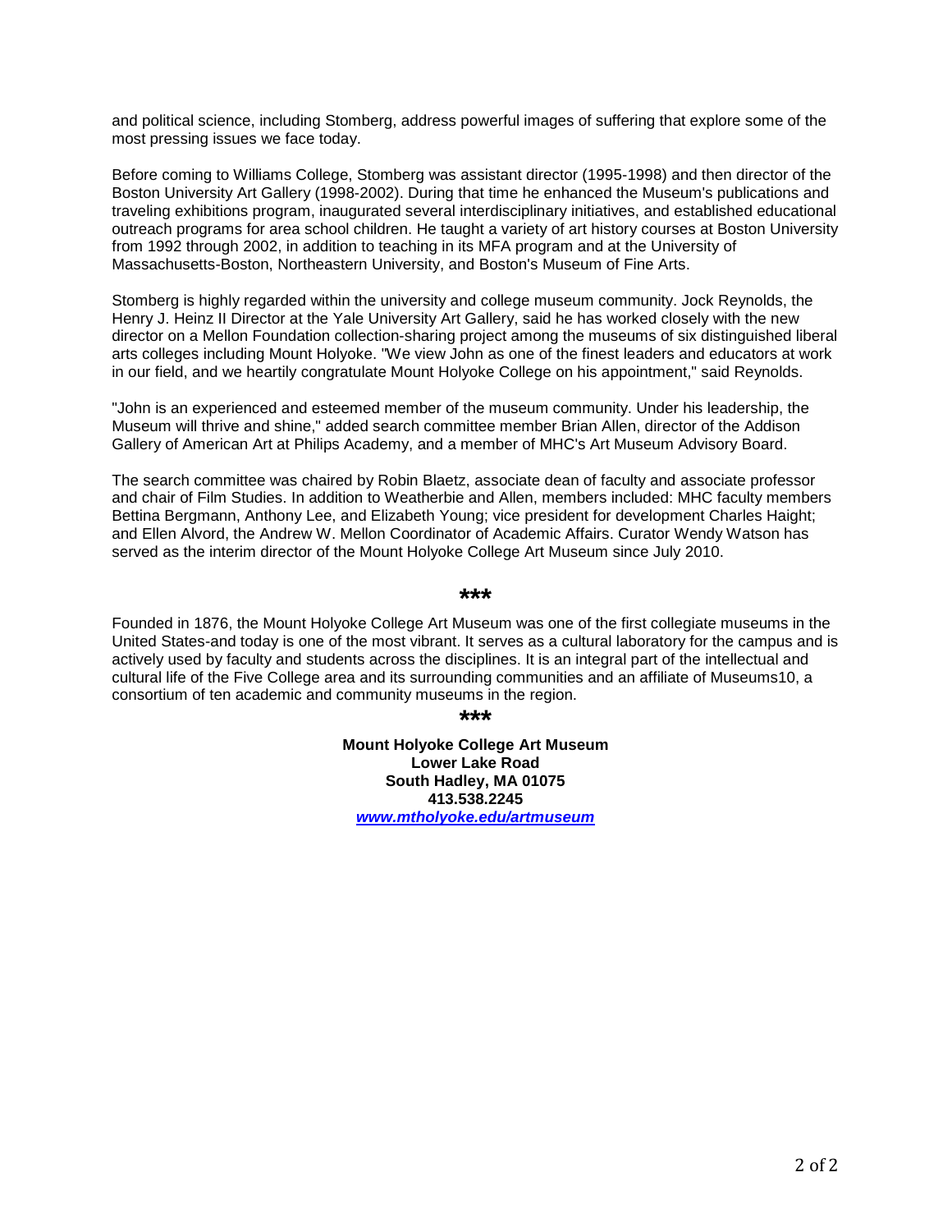and political science, including Stomberg, address powerful images of suffering that explore some of the most pressing issues we face today.

Before coming to Williams College, Stomberg was assistant director (1995-1998) and then director of the Boston University Art Gallery (1998-2002). During that time he enhanced the Museum's publications and traveling exhibitions program, inaugurated several interdisciplinary initiatives, and established educational outreach programs for area school children. He taught a variety of art history courses at Boston University from 1992 through 2002, in addition to teaching in its MFA program and at the University of Massachusetts-Boston, Northeastern University, and Boston's Museum of Fine Arts.

Stomberg is highly regarded within the university and college museum community. Jock Reynolds, the Henry J. Heinz II Director at the Yale University Art Gallery, said he has worked closely with the new director on a Mellon Foundation collection-sharing project among the museums of six distinguished liberal arts colleges including Mount Holyoke. "We view John as one of the finest leaders and educators at work in our field, and we heartily congratulate Mount Holyoke College on his appointment," said Reynolds.

"John is an experienced and esteemed member of the museum community. Under his leadership, the Museum will thrive and shine," added search committee member Brian Allen, director of the Addison Gallery of American Art at Philips Academy, and a member of MHC's Art Museum Advisory Board.

The search committee was chaired by Robin Blaetz, associate dean of faculty and associate professor and chair of Film Studies. In addition to Weatherbie and Allen, members included: MHC faculty members Bettina Bergmann, Anthony Lee, and Elizabeth Young; vice president for development Charles Haight; and Ellen Alvord, the Andrew W. Mellon Coordinator of Academic Affairs. Curator Wendy Watson has served as the interim director of the Mount Holyoke College Art Museum since July 2010.

***

Founded in 1876, the Mount Holyoke College Art Museum was one of the first collegiate museums in the United States-and today is one of the most vibrant. It serves as a cultural laboratory for the campus and is actively used by faculty and students across the disciplines. It is an integral part of the intellectual and cultural life of the Five College area and its surrounding communities and an affiliate of Museums10, a consortium of ten academic and community museums in the region.

***

**Mount Holyoke College Art Museum**
**Lower Lake Road**
**South Hadley, MA 01075**
**413.538.2245**
***www.mtholyoke.edu/artmuseum***